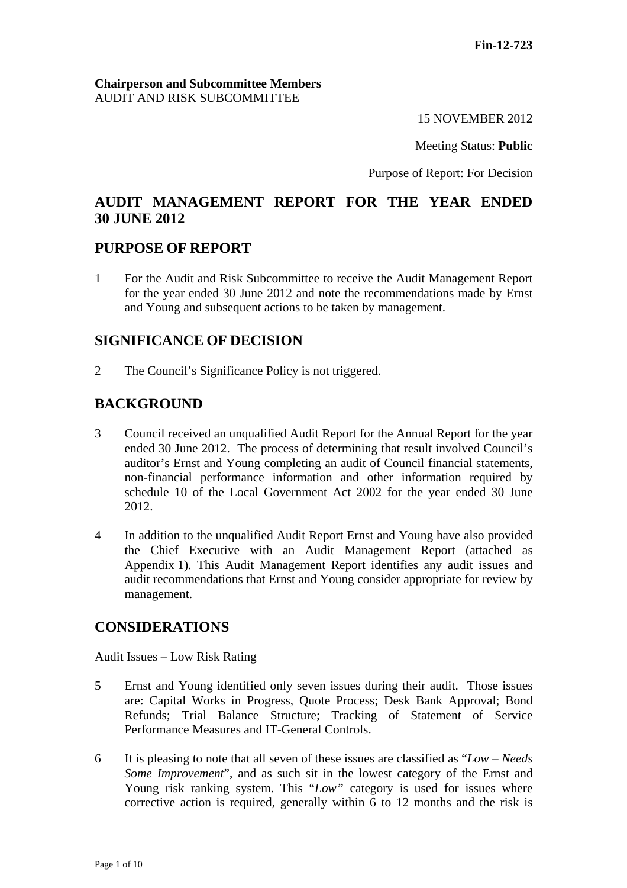**Fin-12-723**

**Chairperson and Subcommittee Members**
AUDIT AND RISK SUBCOMMITTEE

15 NOVEMBER 2012

Meeting Status: **Public**

Purpose of Report: For Decision

# AUDIT MANAGEMENT REPORT FOR THE YEAR ENDED 30 JUNE 2012

## PURPOSE OF REPORT

1 For the Audit and Risk Subcommittee to receive the Audit Management Report for the year ended 30 June 2012 and note the recommendations made by Ernst and Young and subsequent actions to be taken by management.

## SIGNIFICANCE OF DECISION

2 The Council's Significance Policy is not triggered.

## BACKGROUND

3 Council received an unqualified Audit Report for the Annual Report for the year ended 30 June 2012. The process of determining that result involved Council's auditor's Ernst and Young completing an audit of Council financial statements, non-financial performance information and other information required by schedule 10 of the Local Government Act 2002 for the year ended 30 June 2012.

4 In addition to the unqualified Audit Report Ernst and Young have also provided the Chief Executive with an Audit Management Report (attached as Appendix 1). This Audit Management Report identifies any audit issues and audit recommendations that Ernst and Young consider appropriate for review by management.

## CONSIDERATIONS

Audit Issues – Low Risk Rating

5 Ernst and Young identified only seven issues during their audit. Those issues are: Capital Works in Progress, Quote Process; Desk Bank Approval; Bond Refunds; Trial Balance Structure; Tracking of Statement of Service Performance Measures and IT-General Controls.

6 It is pleasing to note that all seven of these issues are classified as "*Low – Needs Some Improvement*", and as such sit in the lowest category of the Ernst and Young risk ranking system. This "*Low"* category is used for issues where corrective action is required, generally within 6 to 12 months and the risk is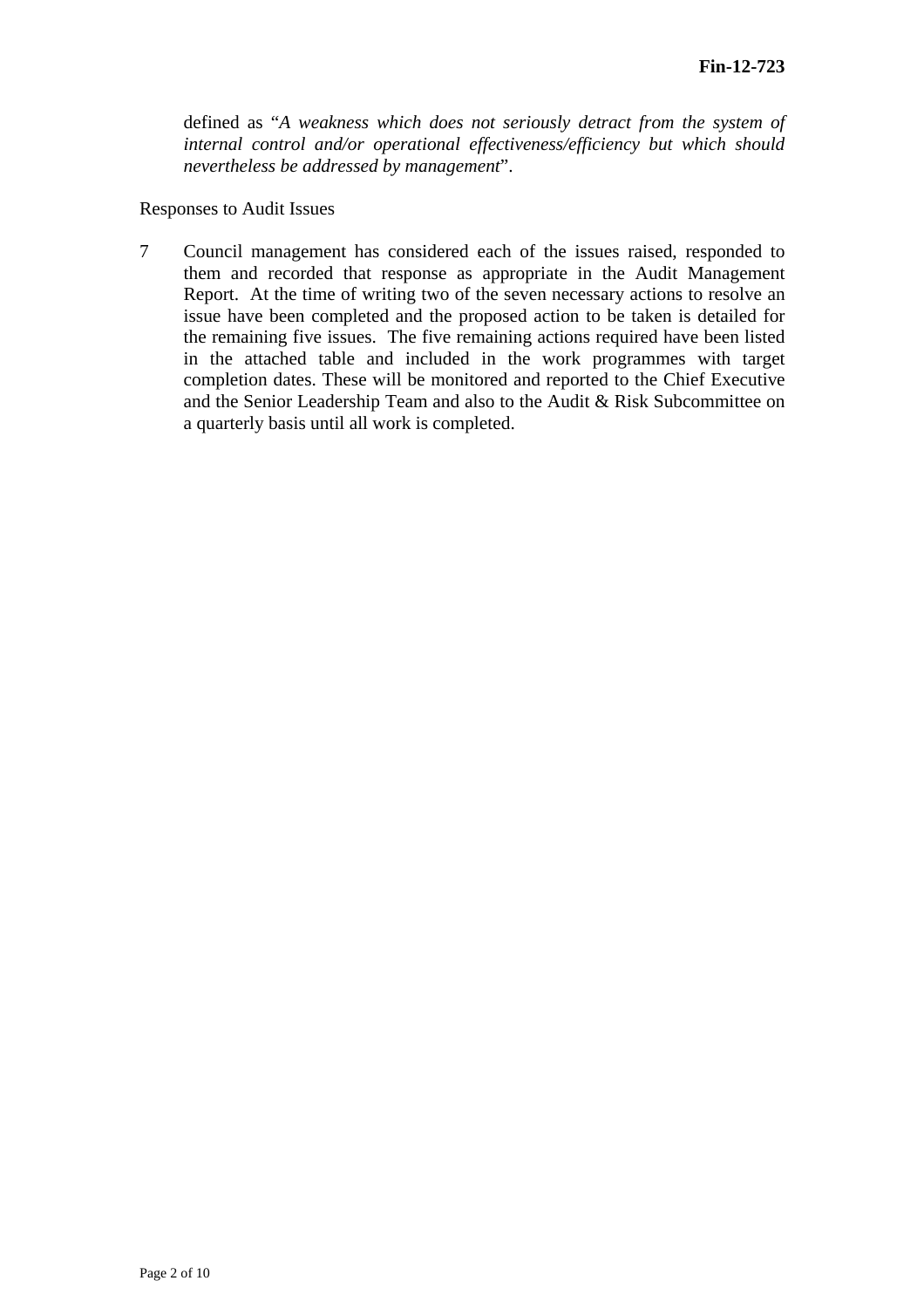defined as "*A weakness which does not seriously detract from the system of internal control and/or operational effectiveness/efficiency but which should nevertheless be addressed by management*".

Responses to Audit Issues

7 Council management has considered each of the issues raised, responded to them and recorded that response as appropriate in the Audit Management Report. At the time of writing two of the seven necessary actions to resolve an issue have been completed and the proposed action to be taken is detailed for the remaining five issues. The five remaining actions required have been listed in the attached table and included in the work programmes with target completion dates. These will be monitored and reported to the Chief Executive and the Senior Leadership Team and also to the Audit & Risk Subcommittee on a quarterly basis until all work is completed.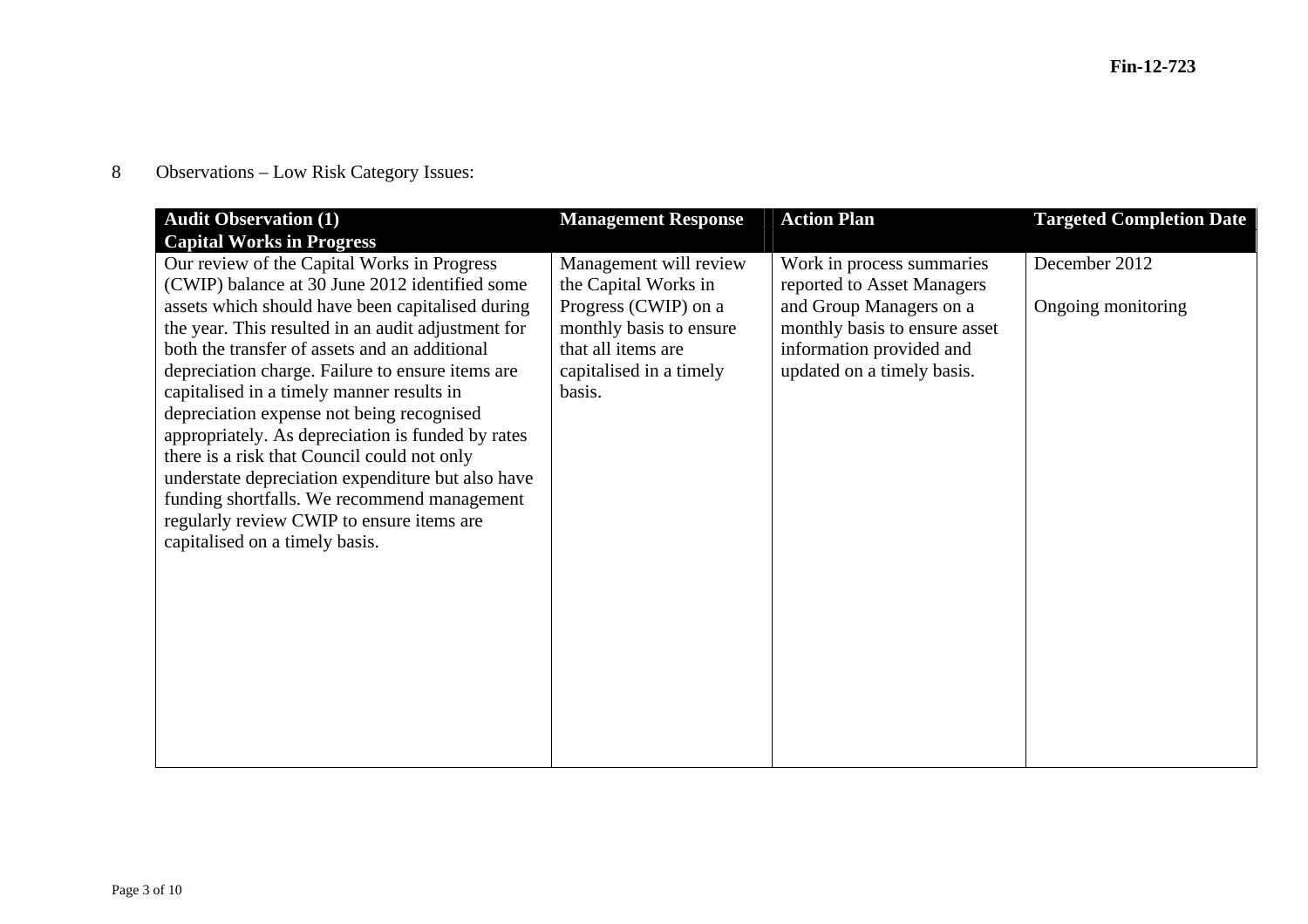8 Observations – Low Risk Category Issues:

| **Audit Observation (1)**<br>**Capital Works in Progress** | **Management Response** | **Action Plan** | **Targeted Completion Date** |
| --- | --- | --- | --- |
| Our review of the Capital Works in Progress (CWIP) balance at 30 June 2012 identified some assets which should have been capitalised during the year. This resulted in an audit adjustment for both the transfer of assets and an additional depreciation charge. Failure to ensure items are capitalised in a timely manner results in depreciation expense not being recognised appropriately. As depreciation is funded by rates there is a risk that Council could not only understate depreciation expenditure but also have funding shortfalls. We recommend management regularly review CWIP to ensure items are capitalised on a timely basis. | Management will review the Capital Works in Progress (CWIP) on a monthly basis to ensure that all items are capitalised in a timely basis. | Work in process summaries reported to Asset Managers and Group Managers on a monthly basis to ensure asset information provided and updated on a timely basis. | December 2012<br><br>Ongoing monitoring |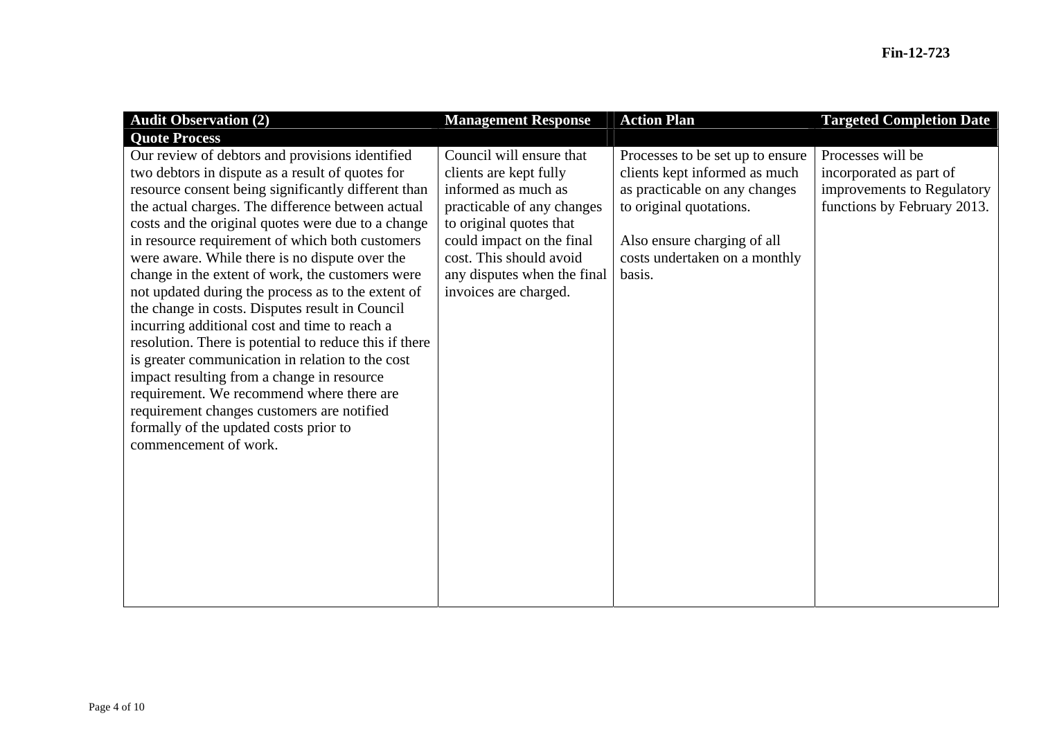| Audit Observation (2) | Management Response | Action Plan | Targeted Completion Date |
|---|---|---|---|
| **Quote Process** | | | |
| Our review of debtors and provisions identified two debtors in dispute as a result of quotes for resource consent being significantly different than the actual charges. The difference between actual costs and the original quotes were due to a change in resource requirement of which both customers were aware. While there is no dispute over the change in the extent of work, the customers were not updated during the process as to the extent of the change in costs. Disputes result in Council incurring additional cost and time to reach a resolution. There is potential to reduce this if there is greater communication in relation to the cost impact resulting from a change in resource requirement. We recommend where there are requirement changes customers are notified formally of the updated costs prior to commencement of work. | Council will ensure that clients are kept fully informed as much as practicable of any changes to original quotes that could impact on the final cost. This should avoid any disputes when the final invoices are charged. | Processes to be set up to ensure clients kept informed as much as practicable on any changes to original quotations.<br><br>Also ensure charging of all costs undertaken on a monthly basis. | Processes will be incorporated as part of improvements to Regulatory functions by February 2013. |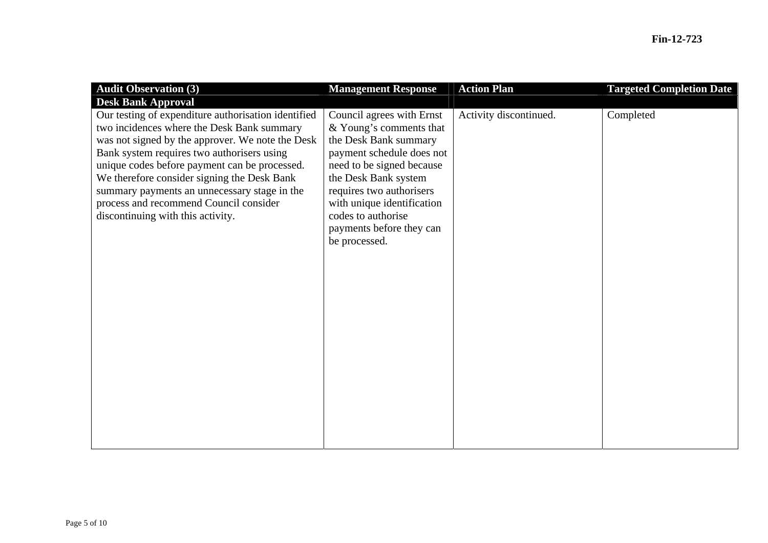Fin-12-723

| Audit Observation (3) | Management Response | Action Plan | Targeted Completion Date |
|---|---|---|---|
| **Desk Bank Approval** | | | |
| Our testing of expenditure authorisation identified two incidences where the Desk Bank summary was not signed by the approver. We note the Desk Bank system requires two authorisers using unique codes before payment can be processed. We therefore consider signing the Desk Bank summary payments an unnecessary stage in the process and recommend Council consider discontinuing with this activity. | Council agrees with Ernst & Young's comments that the Desk Bank summary payment schedule does not need to be signed because the Desk Bank system requires two authorisers with unique identification codes to authorise payments before they can be processed. | Activity discontinued. | Completed |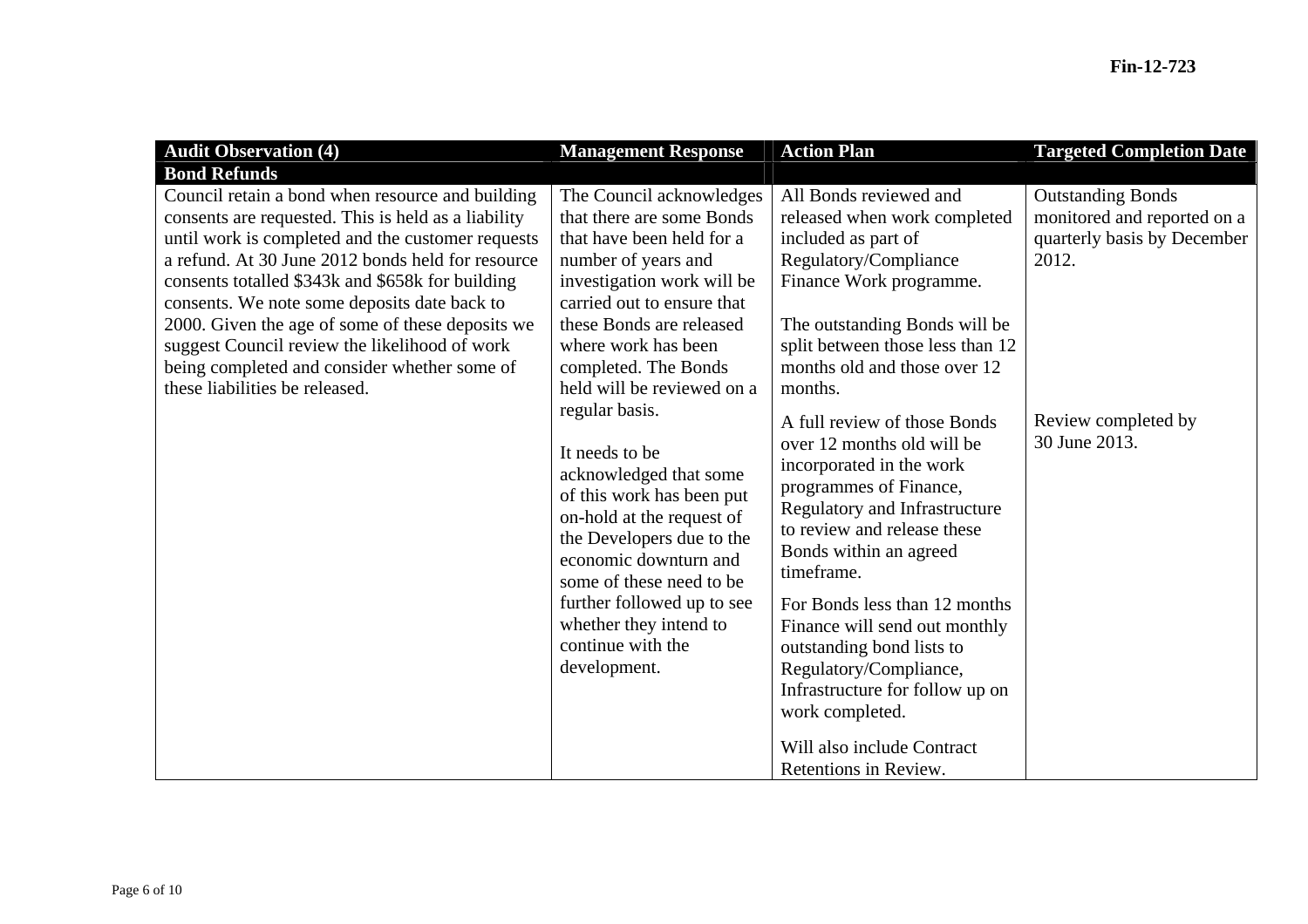| Audit Observation (4) | Management Response | Action Plan | Targeted Completion Date |
|---|---|---|---|
| **Bond Refunds** | | | |
| Council retain a bond when resource and building consents are requested. This is held as a liability until work is completed and the customer requests a refund. At 30 June 2012 bonds held for resource consents totalled \$343k and \$658k for building consents. We note some deposits date back to 2000. Given the age of some of these deposits we suggest Council review the likelihood of work being completed and consider whether some of these liabilities be released. | The Council acknowledges that there are some Bonds that have been held for a number of years and investigation work will be carried out to ensure that these Bonds are released where work has been completed. The Bonds held will be reviewed on a regular basis.<br><br>It needs to be acknowledged that some of this work has been put on-hold at the request of the Developers due to the economic downturn and some of these need to be further followed up to see whether they intend to continue with the development. | All Bonds reviewed and released when work completed included as part of Regulatory/Compliance Finance Work programme.<br><br>The outstanding Bonds will be split between those less than 12 months old and those over 12 months.<br><br>A full review of those Bonds over 12 months old will be incorporated in the work programmes of Finance, Regulatory and Infrastructure to review and release these Bonds within an agreed timeframe.<br><br>For Bonds less than 12 months Finance will send out monthly outstanding bond lists to Regulatory/Compliance, Infrastructure for follow up on work completed.<br><br>Will also include Contract Retentions in Review. | Outstanding Bonds monitored and reported on a quarterly basis by December 2012.<br><br>Review completed by 30 June 2013. |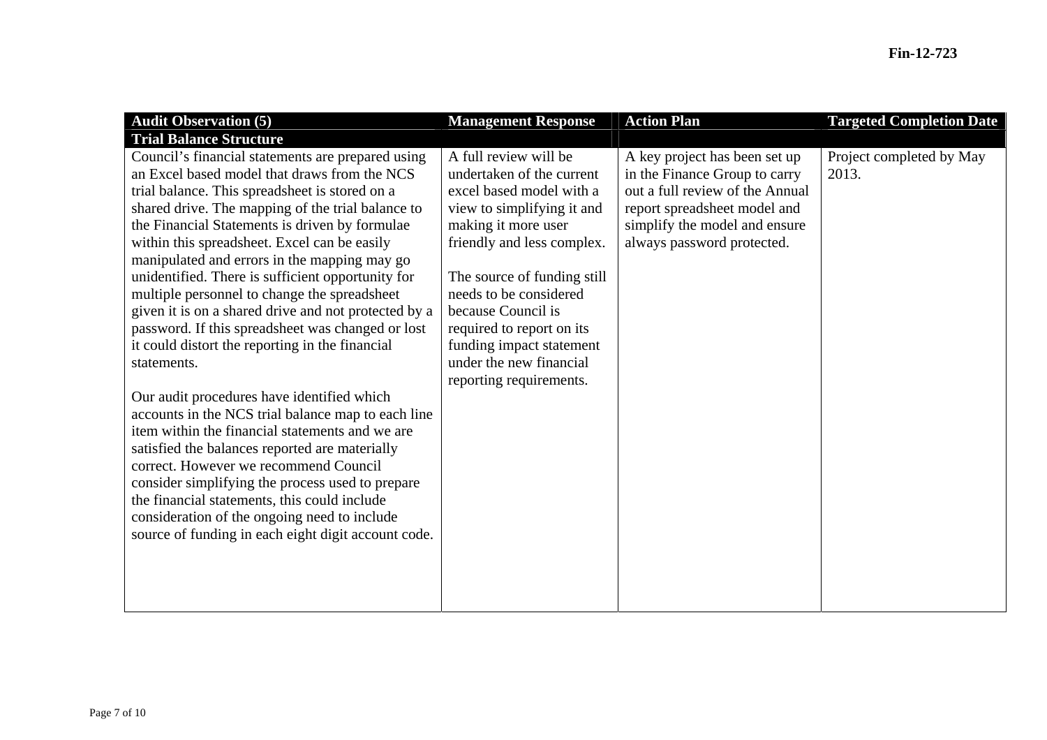Fin-12-723

| Audit Observation (5) | Management Response | Action Plan | Targeted Completion Date |
|---|---|---|---|
| **Trial Balance Structure** | | | |
| Council's financial statements are prepared using an Excel based model that draws from the NCS trial balance. This spreadsheet is stored on a shared drive. The mapping of the trial balance to the Financial Statements is driven by formulae within this spreadsheet. Excel can be easily manipulated and errors in the mapping may go unidentified. There is sufficient opportunity for multiple personnel to change the spreadsheet given it is on a shared drive and not protected by a password. If this spreadsheet was changed or lost it could distort the reporting in the financial statements.<br><br>Our audit procedures have identified which accounts in the NCS trial balance map to each line item within the financial statements and we are satisfied the balances reported are materially correct. However we recommend Council consider simplifying the process used to prepare the financial statements, this could include consideration of the ongoing need to include source of funding in each eight digit account code. | A full review will be undertaken of the current excel based model with a view to simplifying it and making it more user friendly and less complex.<br><br>The source of funding still needs to be considered because Council is required to report on its funding impact statement under the new financial reporting requirements. | A key project has been set up in the Finance Group to carry out a full review of the Annual report spreadsheet model and simplify the model and ensure always password protected. | Project completed by May 2013. |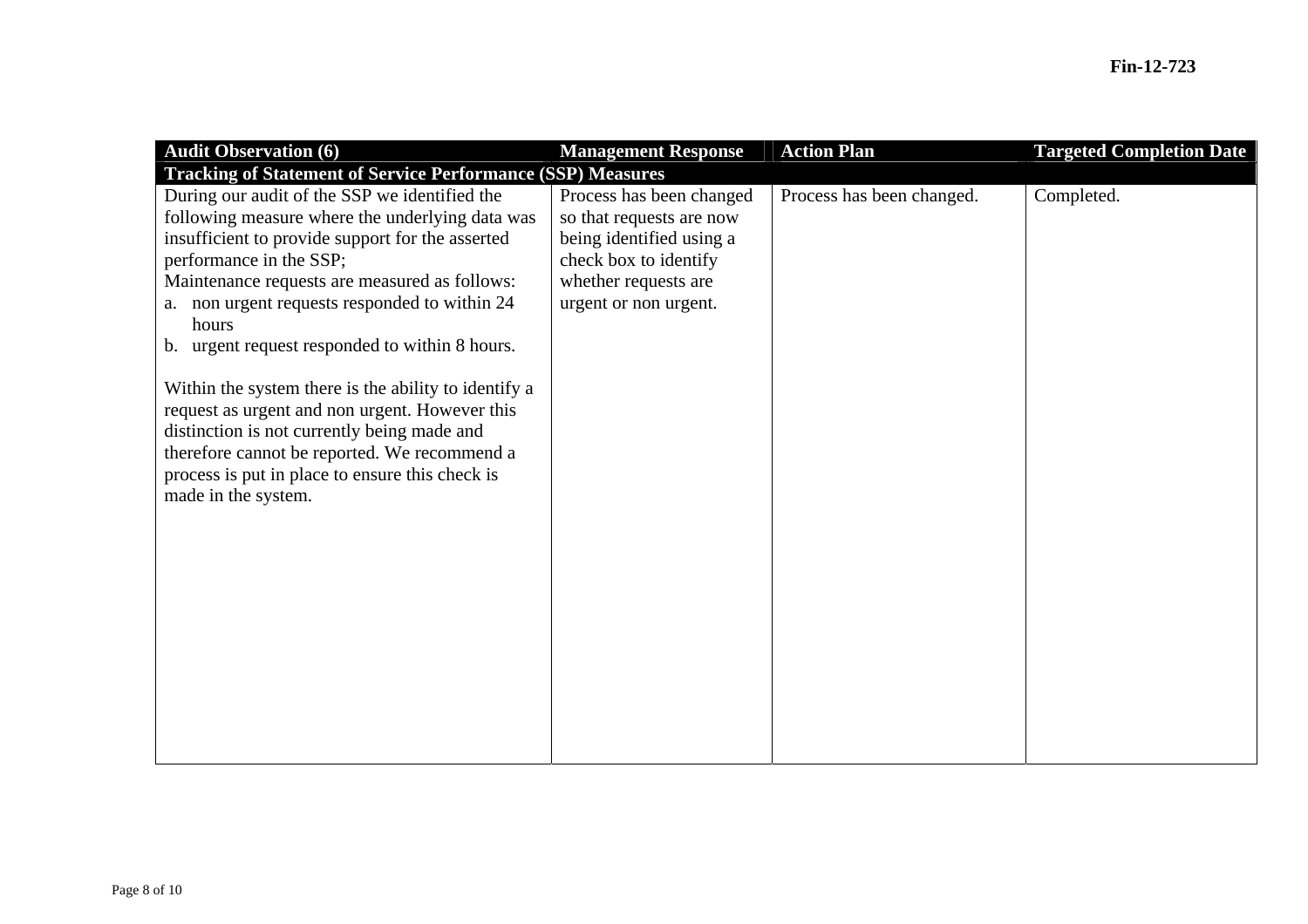| Audit Observation (6) | Management Response | Action Plan | Targeted Completion Date |
|---|---|---|---|
| **Tracking of Statement of Service Performance (SSP) Measures** | | | |
| During our audit of the SSP we identified the following measure where the underlying data was insufficient to provide support for the asserted performance in the SSP;<br>Maintenance requests are measured as follows:<br>a. non urgent requests responded to within 24 hours<br>b. urgent request responded to within 8 hours.<br><br>Within the system there is the ability to identify a request as urgent and non urgent. However this distinction is not currently being made and therefore cannot be reported. We recommend a process is put in place to ensure this check is made in the system. | Process has been changed so that requests are now being identified using a check box to identify whether requests are urgent or non urgent. | Process has been changed. | Completed. |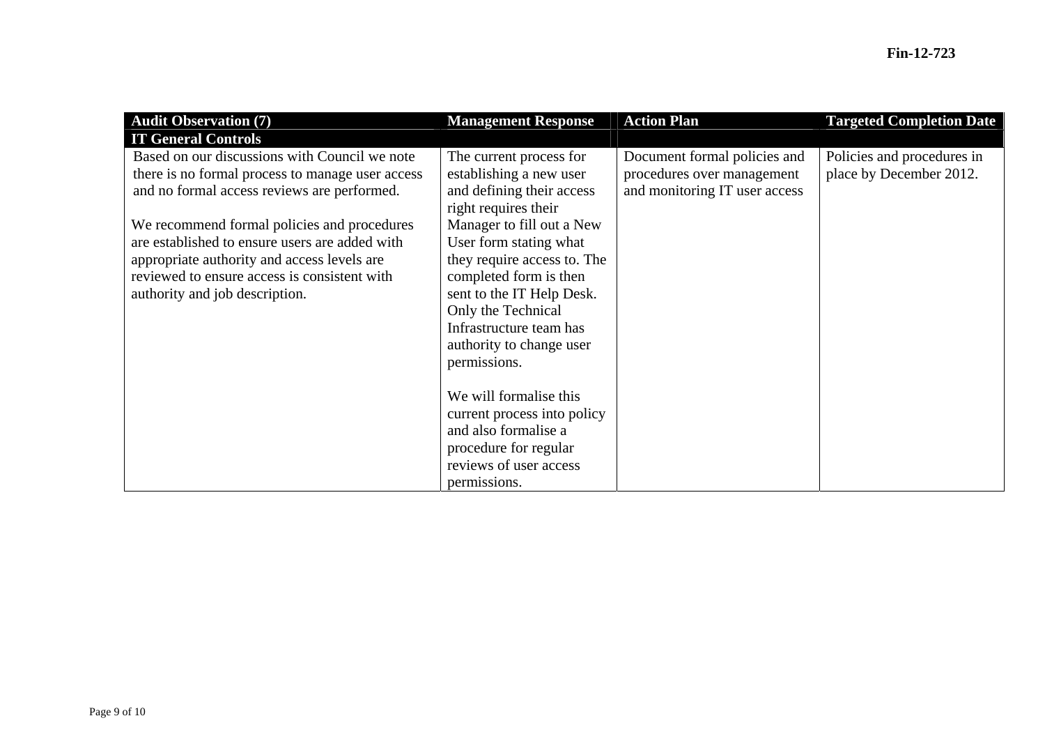| Audit Observation (7) | Management Response | Action Plan | Targeted Completion Date |
|---|---|---|---|
| **IT General Controls** | | | |
| Based on our discussions with Council we note there is no formal process to manage user access and no formal access reviews are performed.<br><br>We recommend formal policies and procedures are established to ensure users are added with appropriate authority and access levels are reviewed to ensure access is consistent with authority and job description. | The current process for establishing a new user and defining their access right requires their Manager to fill out a New User form stating what they require access to. The completed form is then sent to the IT Help Desk. Only the Technical Infrastructure team has authority to change user permissions.<br><br>We will formalise this current process into policy and also formalise a procedure for regular reviews of user access permissions. | Document formal policies and procedures over management and monitoring IT user access | Policies and procedures in place by December 2012. |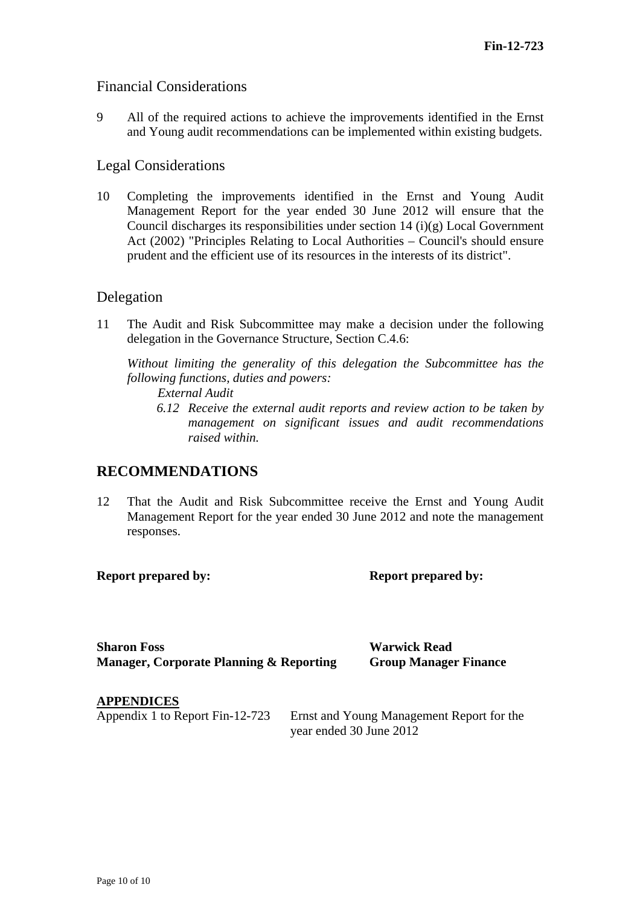## Financial Considerations

9 All of the required actions to achieve the improvements identified in the Ernst and Young audit recommendations can be implemented within existing budgets.

## Legal Considerations

10 Completing the improvements identified in the Ernst and Young Audit Management Report for the year ended 30 June 2012 will ensure that the Council discharges its responsibilities under section 14 (i)(g) Local Government Act (2002) "Principles Relating to Local Authorities – Council's should ensure prudent and the efficient use of its resources in the interests of its district".

## Delegation

11 The Audit and Risk Subcommittee may make a decision under the following delegation in the Governance Structure, Section C.4.6:

*Without limiting the generality of this delegation the Subcommittee has the following functions, duties and powers:*

*External Audit*

*6.12 Receive the external audit reports and review action to be taken by management on significant issues and audit recommendations raised within.*

# RECOMMENDATIONS

12 That the Audit and Risk Subcommittee receive the Ernst and Young Audit Management Report for the year ended 30 June 2012 and note the management responses.

**Report prepared by:**

**Sharon Foss**
**Manager, Corporate Planning & Reporting**

**Report prepared by:**

**Warwick Read**
**Group Manager Finance**

**APPENDICES**

| | |
|---|---|
| Appendix 1 to Report Fin-12-723 | Ernst and Young Management Report for the year ended 30 June 2012 |